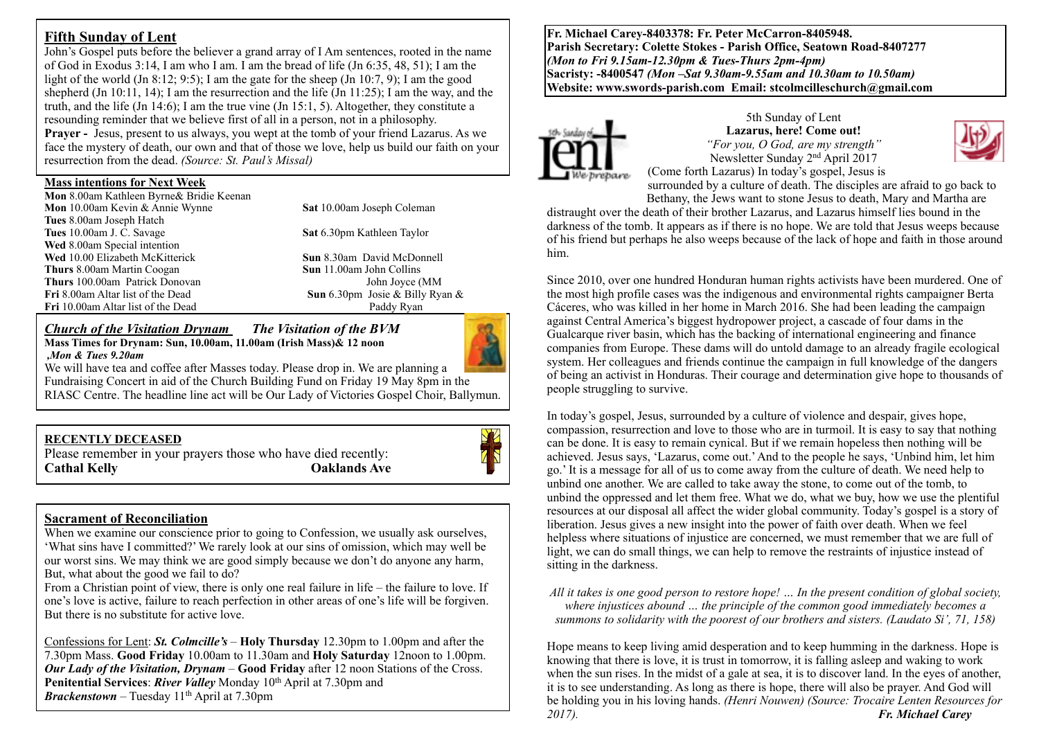## Fifth Sunday of Lent

John's Gospel puts before the believer a grand array of I Am sentences, rooted in the name of God in Exodus 3:14, I am who I am. I am the bread of life (Jn 6:35, 48, 51); I am the light of the world (Jn 8:12; 9:5); I am the gate for the sheep (Jn 10:7, 9); I am the good shepherd (Jn 10:11, 14); I am the resurrection and the life (Jn 11:25); I am the way, and the truth, and the life (Jn 14:6); I am the true vine (Jn 15:1, 5). Altogether, they constitute a resounding reminder that we believe first of all in a person, not in a philosophy.

**Prayer -** Jesus, present to us always, you wept at the tomb of your friend Lazarus. As we face the mystery of death, our own and that of those we love, help us build our faith on your resurrection from the dead. *(Source: St. Paul's Missal)*

### Mass intentions for Next Week

**Mon** 8.00am Kathleen Byrne& Bridie Keenan
**Mon** 10.00am Kevin & Annie Wynne
**Tues** 8.00am Joseph Hatch
**Tues** 10.00am J. C. Savage
**Wed** 8.00am Special intention
**Wed** 10.00 Elizabeth McKitterick
**Thurs** 8.00am Martin Coogan
**Thurs** 100.00am Patrick Donovan
**Fri** 8.00am Altar list of the Dead
**Fri** 10.00am Altar list of the Dead

**Sat** 10.00am Joseph Coleman
**Sat** 6.30pm Kathleen Taylor
**Sun** 8.30am David McDonnell
**Sun** 11.00am John Collins
John Joyce (MM
**Sun** 6.30pm Josie & Billy Ryan &
Paddy Ryan

### *Church of the Visitation Drynam* *The Visitation of the BVM*

**Mass Times for Drynam: Sun, 10.00am, 11.00am (Irish Mass)& 12 noon**
***,Mon & Tues 9.20am***

We will have tea and coffee after Masses today. Please drop in. We are planning a Fundraising Concert in aid of the Church Building Fund on Friday 19 May 8pm in the RIASC Centre. The headline line act will be Our Lady of Victories Gospel Choir, Ballymun.

### RECENTLY DECEASED

Please remember in your prayers those who have died recently:
**Cathal Kelly** **Oaklands Ave**

### Sacrament of Reconciliation

When we examine our conscience prior to going to Confession, we usually ask ourselves, 'What sins have I committed?' We rarely look at our sins of omission, which may well be our worst sins. We may think we are good simply because we don't do anyone any harm, But, what about the good we fail to do?

From a Christian point of view, there is only one real failure in life – the failure to love. If one's love is active, failure to reach perfection in other areas of one's life will be forgiven. But there is no substitute for active love.

Confessions for Lent: ***St. Colmcille's*** – **Holy Thursday** 12.30pm to 1.00pm and after the 7.30pm Mass. **Good Friday** 10.00am to 11.30am and **Holy Saturday** 12noon to 1.00pm. ***Our Lady of the Visitation, Drynam*** – **Good Friday** after 12 noon Stations of the Cross. **Penitential Services**: ***River Valley*** Monday 10th April at 7.30pm and ***Brackenstown*** – Tuesday 11th April at 7.30pm

---

**Fr. Michael Carey-8403378: Fr. Peter McCarron-8405948.**
**Parish Secretary: Colette Stokes - Parish Office, Seatown Road-8407277**
***(Mon to Fri 9.15am-12.30pm & Tues-Thurs 2pm-4pm)***
**Sacristy: -8400547** ***(Mon –Sat 9.30am-9.55am and 10.30am to 10.50am)***
**Website: www.swords-parish.com Email: stcolmcilleschurch@gmail.com**

5th Sunday of Lent
**Lazarus, here! Come out!**
*"For you, O God, are my strength"*
Newsletter Sunday 2nd April 2017

(Come forth Lazarus) In today's gospel, Jesus is surrounded by a culture of death. The disciples are afraid to go back to Bethany, the Jews want to stone Jesus to death, Mary and Martha are distraught over the death of their brother Lazarus, and Lazarus himself lies bound in the darkness of the tomb. It appears as if there is no hope. We are told that Jesus weeps because of his friend but perhaps he also weeps because of the lack of hope and faith in those around him.

Since 2010, over one hundred Honduran human rights activists have been murdered. One of the most high profile cases was the indigenous and environmental rights campaigner Berta Cáceres, who was killed in her home in March 2016. She had been leading the campaign against Central America's biggest hydropower project, a cascade of four dams in the Gualcarque river basin, which has the backing of international engineering and finance companies from Europe. These dams will do untold damage to an already fragile ecological system. Her colleagues and friends continue the campaign in full knowledge of the dangers of being an activist in Honduras. Their courage and determination give hope to thousands of people struggling to survive.

In today's gospel, Jesus, surrounded by a culture of violence and despair, gives hope, compassion, resurrection and love to those who are in turmoil. It is easy to say that nothing can be done. It is easy to remain cynical. But if we remain hopeless then nothing will be achieved. Jesus says, 'Lazarus, come out.' And to the people he says, 'Unbind him, let him go.' It is a message for all of us to come away from the culture of death. We need help to unbind one another. We are called to take away the stone, to come out of the tomb, to unbind the oppressed and let them free. What we do, what we buy, how we use the plentiful resources at our disposal all affect the wider global community. Today's gospel is a story of liberation. Jesus gives a new insight into the power of faith over death. When we feel helpless where situations of injustice are concerned, we must remember that we are full of light, we can do small things, we can help to remove the restraints of injustice instead of sitting in the darkness.

*All it takes is one good person to restore hope! … In the present condition of global society, where injustices abound … the principle of the common good immediately becomes a summons to solidarity with the poorest of our brothers and sisters. (Laudato Si', 71, 158)*

Hope means to keep living amid desperation and to keep humming in the darkness. Hope is knowing that there is love, it is trust in tomorrow, it is falling asleep and waking to work when the sun rises. In the midst of a gale at sea, it is to discover land. In the eyes of another, it is to see understanding. As long as there is hope, there will also be prayer. And God will be holding you in his loving hands. *(Henri Nouwen) (Source: Trocaire Lenten Resources for 2017).* ***Fr. Michael Carey***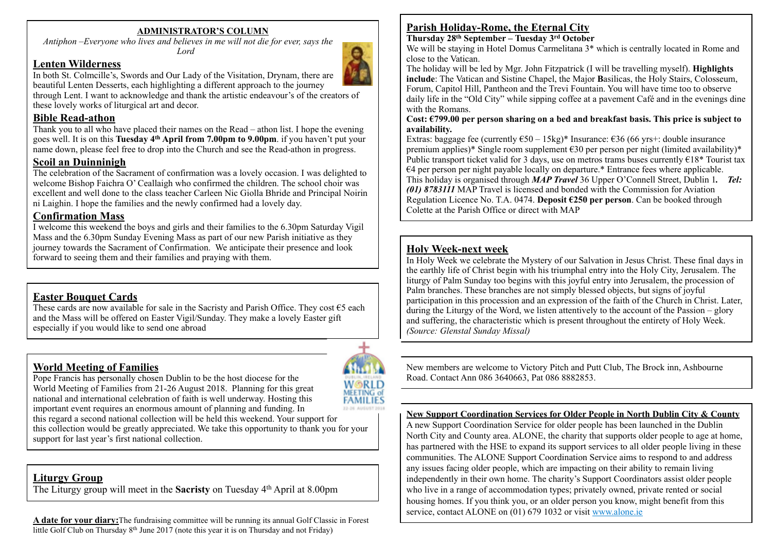## ADMINISTRATOR'S COLUMN

*Antiphon –Everyone who lives and believes in me will not die for ever, says the Lord*

### Lenten Wilderness

In both St. Colmcille's, Swords and Our Lady of the Visitation, Drynam, there are beautiful Lenten Desserts, each highlighting a different approach to the journey through Lent. I want to acknowledge and thank the artistic endeavour's of the creators of these lovely works of liturgical art and decor.

### Bible Read-athon

Thank you to all who have placed their names on the Read – athon list. I hope the evening goes well. It is on this **Tuesday 4th April from 7.00pm to 9.00pm**. if you haven't put your name down, please feel free to drop into the Church and see the Read-athon in progress.

### Scoil an Duinninigh

The celebration of the Sacrament of confirmation was a lovely occasion. I was delighted to welcome Bishop Faichra O' Ceallaigh who confirmed the children. The school choir was excellent and well done to the class teacher Carleen Nic Giolla Bhride and Principal Noirin ni Laighin. I hope the families and the newly confirmed had a lovely day.

### Confirmation Mass

I welcome this weekend the boys and girls and their families to the 6.30pm Saturday Vigil Mass and the 6.30pm Sunday Evening Mass as part of our new Parish initiative as they journey towards the Sacrament of Confirmation. We anticipate their presence and look forward to seeing them and their families and praying with them.

### Easter Bouquet Cards

These cards are now available for sale in the Sacristy and Parish Office. They cost €5 each and the Mass will be offered on Easter Vigil/Sunday. They make a lovely Easter gift especially if you would like to send one abroad

### World Meeting of Families

Pope Francis has personally chosen Dublin to be the host diocese for the World Meeting of Families from 21-26 August 2018. Planning for this great national and international celebration of faith is well underway. Hosting this important event requires an enormous amount of planning and funding. In this regard a second national collection will be held this weekend. Your support for this collection would be greatly appreciated. We take this opportunity to thank you for your support for last year's first national collection.

### Liturgy Group

The Liturgy group will meet in the **Sacristy** on Tuesday 4th April at 8.00pm

**A date for your diary:** The fundraising committee will be running its annual Golf Classic in Forest little Golf Club on Thursday 8th June 2017 (note this year it is on Thursday and not Friday)

### Parish Holiday-Rome, the Eternal City

**Thursday 28th September – Tuesday 3rd October**

We will be staying in Hotel Domus Carmelitana 3* which is centrally located in Rome and close to the Vatican.

The holiday will be led by Mgr. John Fitzpatrick (I will be travelling myself). **Highlights include**: The Vatican and Sistine Chapel, the Major **B**asilicas, the Holy Stairs, Colosseum, Forum, Capitol Hill, Pantheon and the Trevi Fountain. You will have time too to observe daily life in the "Old City" while sipping coffee at a pavement Café and in the evenings dine with the Romans.

**Cost: €799.00 per person sharing on a bed and breakfast basis. This price is subject to availability.**

Extras: baggage fee (currently €50 – 15kg)* Insurance: €36 (66 yrs+: double insurance premium applies)* Single room supplement €30 per person per night (limited availability)* Public transport ticket valid for 3 days, use on metros trams buses currently €18* Tourist tax €4 per person per night payable locally on departure.* Entrance fees where applicable.

This holiday is organised through ***MAP Travel*** 36 Upper O'Connell Street, Dublin 1**.** ***Tel: (01) 8783111*** MAP Travel is licensed and bonded with the Commission for Aviation Regulation Licence No. T.A. 0474. **Deposit €250 per person**. Can be booked through Colette at the Parish Office or direct with MAP

### Holy Week-next week

In Holy Week we celebrate the Mystery of our Salvation in Jesus Christ. These final days in the earthly life of Christ begin with his triumphal entry into the Holy City, Jerusalem. The liturgy of Palm Sunday too begins with this joyful entry into Jerusalem, the procession of Palm branches. These branches are not simply blessed objects, but signs of joyful participation in this procession and an expression of the faith of the Church in Christ. Later, during the Liturgy of the Word, we listen attentively to the account of the Passion – glory and suffering, the characteristic which is present throughout the entirety of Holy Week. *(Source: Glenstal Sunday Missal)*

New members are welcome to Victory Pitch and Putt Club, The Brock inn, Ashbourne Road. Contact Ann 086 3640663, Pat 086 8882853.

### New Support Coordination Services for Older People in North Dublin City & County

A new Support Coordination Service for older people has been launched in the Dublin North City and County area. ALONE, the charity that supports older people to age at home, has partnered with the HSE to expand its support services to all older people living in these communities. The ALONE Support Coordination Service aims to respond to and address any issues facing older people, which are impacting on their ability to remain living independently in their own home. The charity's Support Coordinators assist older people who live in a range of accommodation types; privately owned, private rented or social housing homes. If you think you, or an older person you know, might benefit from this service, contact ALONE on (01) 679 1032 or visit www.alone.ie